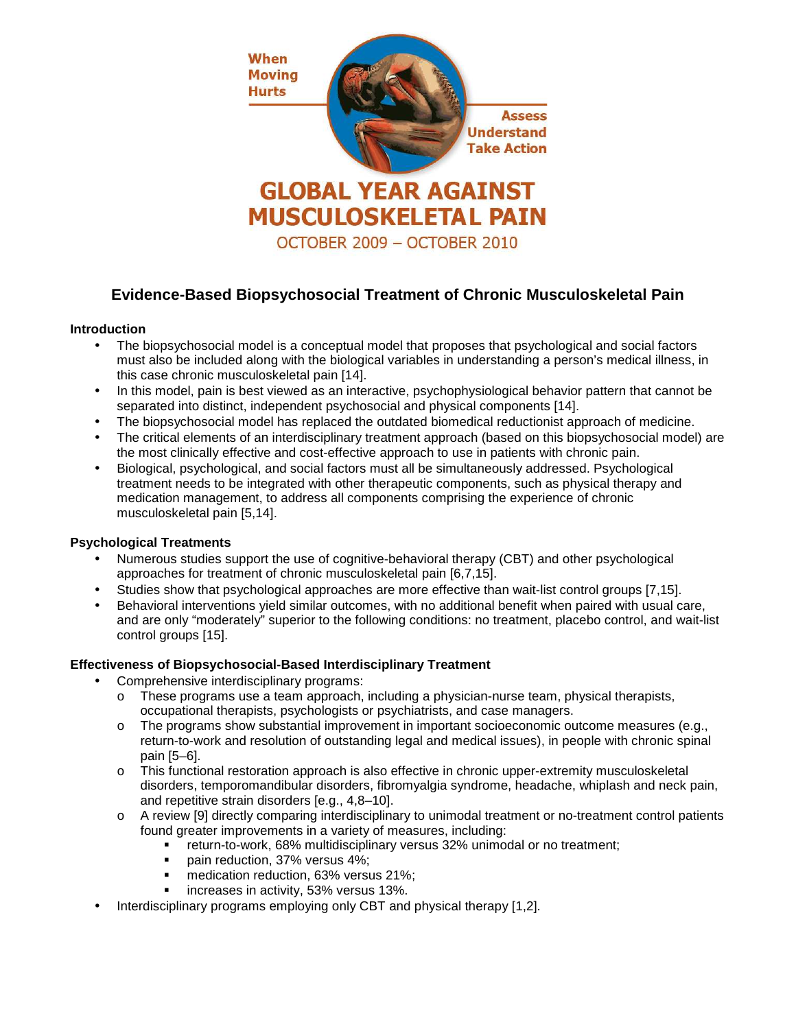When Moving Hurts

Assess
Understand
Take Action

# GLOBAL YEAR AGAINST MUSCULOSKELETAL PAIN

OCTOBER 2009 – OCTOBER 2010

## Evidence-Based Biopsychosocial Treatment of Chronic Musculoskeletal Pain

### Introduction

- The biopsychosocial model is a conceptual model that proposes that psychological and social factors must also be included along with the biological variables in understanding a person's medical illness, in this case chronic musculoskeletal pain [14].
- In this model, pain is best viewed as an interactive, psychophysiological behavior pattern that cannot be separated into distinct, independent psychosocial and physical components [14].
- The biopsychosocial model has replaced the outdated biomedical reductionist approach of medicine.
- The critical elements of an interdisciplinary treatment approach (based on this biopsychosocial model) are the most clinically effective and cost-effective approach to use in patients with chronic pain.
- Biological, psychological, and social factors must all be simultaneously addressed. Psychological treatment needs to be integrated with other therapeutic components, such as physical therapy and medication management, to address all components comprising the experience of chronic musculoskeletal pain [5,14].

### Psychological Treatments

- Numerous studies support the use of cognitive-behavioral therapy (CBT) and other psychological approaches for treatment of chronic musculoskeletal pain [6,7,15].
- Studies show that psychological approaches are more effective than wait-list control groups [7,15].
- Behavioral interventions yield similar outcomes, with no additional benefit when paired with usual care, and are only "moderately" superior to the following conditions: no treatment, placebo control, and wait-list control groups [15].

### Effectiveness of Biopsychosocial-Based Interdisciplinary Treatment

- Comprehensive interdisciplinary programs:
  - These programs use a team approach, including a physician-nurse team, physical therapists, occupational therapists, psychologists or psychiatrists, and case managers.
  - The programs show substantial improvement in important socioeconomic outcome measures (e.g., return-to-work and resolution of outstanding legal and medical issues), in people with chronic spinal pain [5–6].
  - This functional restoration approach is also effective in chronic upper-extremity musculoskeletal disorders, temporomandibular disorders, fibromyalgia syndrome, headache, whiplash and neck pain, and repetitive strain disorders [e.g., 4,8–10].
  - A review [9] directly comparing interdisciplinary to unimodal treatment or no-treatment control patients found greater improvements in a variety of measures, including:
    - return-to-work, 68% multidisciplinary versus 32% unimodal or no treatment;
    - pain reduction, 37% versus 4%;
    - medication reduction, 63% versus 21%;
    - increases in activity, 53% versus 13%.
- Interdisciplinary programs employing only CBT and physical therapy [1,2].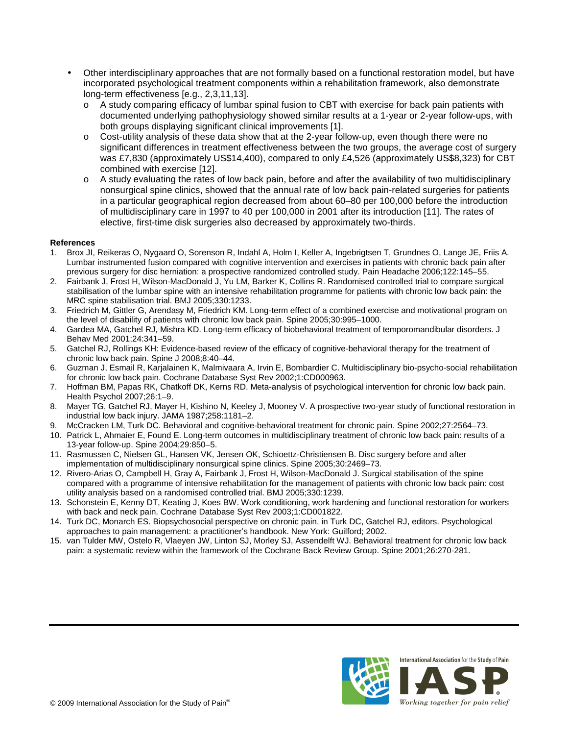- Other interdisciplinary approaches that are not formally based on a functional restoration model, but have incorporated psychological treatment components within a rehabilitation framework, also demonstrate long-term effectiveness [e.g., 2,3,11,13].
    - A study comparing efficacy of lumbar spinal fusion to CBT with exercise for back pain patients with documented underlying pathophysiology showed similar results at a 1-year or 2-year follow-ups, with both groups displaying significant clinical improvements [1].
    - Cost-utility analysis of these data show that at the 2-year follow-up, even though there were no significant differences in treatment effectiveness between the two groups, the average cost of surgery was £7,830 (approximately US$14,400), compared to only £4,526 (approximately US$8,323) for CBT combined with exercise [12].
    - A study evaluating the rates of low back pain, before and after the availability of two multidisciplinary nonsurgical spine clinics, showed that the annual rate of low back pain-related surgeries for patients in a particular geographical region decreased from about 60–80 per 100,000 before the introduction of multidisciplinary care in 1997 to 40 per 100,000 in 2001 after its introduction [11]. The rates of elective, first-time disk surgeries also decreased by approximately two-thirds.

**References**

1. Brox JI, Reikeras O, Nygaard O, Sorenson R, Indahl A, Holm I, Keller A, Ingebrigtsen T, Grundnes O, Lange JE, Friis A. Lumbar instrumented fusion compared with cognitive intervention and exercises in patients with chronic back pain after previous surgery for disc herniation: a prospective randomized controlled study. Pain Headache 2006;122:145–55.
2. Fairbank J, Frost H, Wilson-MacDonald J, Yu LM, Barker K, Collins R. Randomised controlled trial to compare surgical stabilisation of the lumbar spine with an intensive rehabilitation programme for patients with chronic low back pain: the MRC spine stabilisation trial. BMJ 2005;330:1233.
3. Friedrich M, Gittler G, Arendasy M, Friedrich KM. Long-term effect of a combined exercise and motivational program on the level of disability of patients with chronic low back pain. Spine 2005;30:995–1000.
4. Gardea MA, Gatchel RJ, Mishra KD. Long-term efficacy of biobehavioral treatment of temporomandibular disorders. J Behav Med 2001;24:341–59.
5. Gatchel RJ, Rollings KH: Evidence-based review of the efficacy of cognitive-behavioral therapy for the treatment of chronic low back pain. Spine J 2008;8:40–44.
6. Guzman J, Esmail R, Karjalainen K, Malmivaara A, Irvin E, Bombardier C. Multidisciplinary bio-psycho-social rehabilitation for chronic low back pain. Cochrane Database Syst Rev 2002;1:CD000963.
7. Hoffman BM, Papas RK, Chatkoff DK, Kerns RD. Meta-analysis of psychological intervention for chronic low back pain. Health Psychol 2007;26:1–9.
8. Mayer TG, Gatchel RJ, Mayer H, Kishino N, Keeley J, Mooney V. A prospective two-year study of functional restoration in industrial low back injury. JAMA 1987;258:1181–2.
9. McCracken LM, Turk DC. Behavioral and cognitive-behavioral treatment for chronic pain. Spine 2002;27:2564–73.
10. Patrick L, Ahmaier E, Found E. Long-term outcomes in multidisciplinary treatment of chronic low back pain: results of a 13-year follow-up. Spine 2004;29:850–5.
11. Rasmussen C, Nielsen GL, Hansen VK, Jensen OK, Schioettz-Christiensen B. Disc surgery before and after implementation of multidisciplinary nonsurgical spine clinics. Spine 2005;30:2469–73.
12. Rivero-Arias O, Campbell H, Gray A, Fairbank J, Frost H, Wilson-MacDonald J. Surgical stabilisation of the spine compared with a programme of intensive rehabilitation for the management of patients with chronic low back pain: cost utility analysis based on a randomised controlled trial. BMJ 2005;330:1239.
13. Schonstein E, Kenny DT, Keating J, Koes BW. Work conditioning, work hardening and functional restoration for workers with back and neck pain. Cochrane Database Syst Rev 2003;1:CD001822.
14. Turk DC, Monarch ES. Biopsychosocial perspective on chronic pain. in Turk DC, Gatchel RJ, editors. Psychological approaches to pain management: a practitioner's handbook. New York: Guilford; 2002.
15. van Tulder MW, Ostelo R, Vlaeyen JW, Linton SJ, Morley SJ, Assendelft WJ. Behavioral treatment for chronic low back pain: a systematic review within the framework of the Cochrane Back Review Group. Spine 2001;26:270-281.

© 2009 International Association for the Study of Pain®

International Association for the Study of Pain

IASP®

*Working together for pain relief*